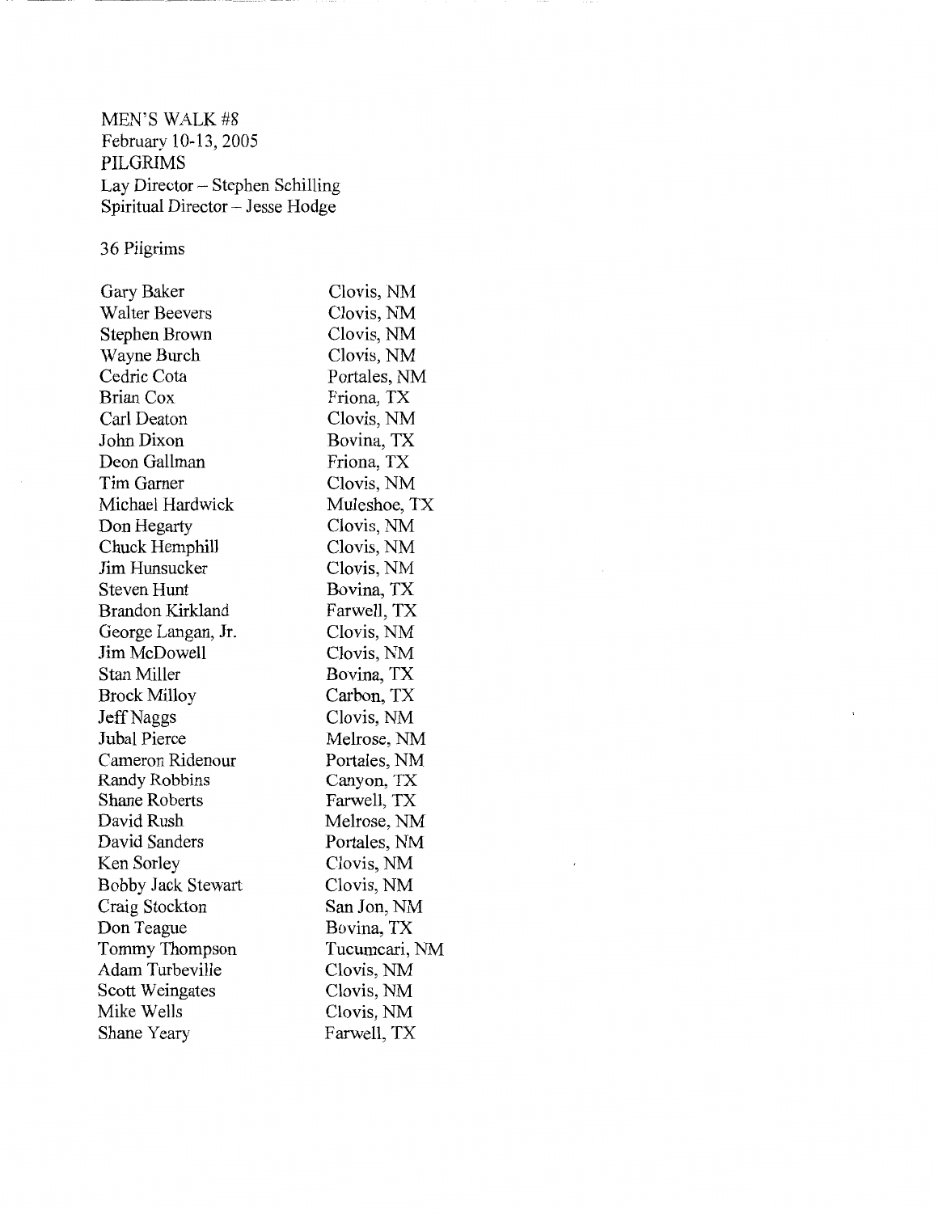MEN'S WALK #8
February 10-13, 2005
PILGRIMS
Lay Director – Stephen Schilling
Spiritual Director – Jesse Hodge

36 Pilgrims

| | |
|---|---|
| Gary Baker | Clovis, NM |
| Walter Beevers | Clovis, NM |
| Stephen Brown | Clovis, NM |
| Wayne Burch | Clovis, NM |
| Cedric Cota | Portales, NM |
| Brian Cox | Friona, TX |
| Carl Deaton | Clovis, NM |
| John Dixon | Bovina, TX |
| Deon Gallman | Friona, TX |
| Tim Garner | Clovis, NM |
| Michael Hardwick | Muleshoe, TX |
| Don Hegarty | Clovis, NM |
| Chuck Hemphill | Clovis, NM |
| Jim Hunsucker | Clovis, NM |
| Steven Hunt | Bovina, TX |
| Brandon Kirkland | Farwell, TX |
| George Langan, Jr. | Clovis, NM |
| Jim McDowell | Clovis, NM |
| Stan Miller | Bovina, TX |
| Brock Milloy | Carbon, TX |
| Jeff Naggs | Clovis, NM |
| Jubal Pierce | Melrose, NM |
| Cameron Ridenour | Portales, NM |
| Randy Robbins | Canyon, TX |
| Shane Roberts | Farwell, TX |
| David Rush | Melrose, NM |
| David Sanders | Portales, NM |
| Ken Sorley | Clovis, NM |
| Bobby Jack Stewart | Clovis, NM |
| Craig Stockton | San Jon, NM |
| Don Teague | Bovina, TX |
| Tommy Thompson | Tucumcari, NM |
| Adam Turbeville | Clovis, NM |
| Scott Weingates | Clovis, NM |
| Mike Wells | Clovis, NM |
| Shane Yeary | Farwell, TX |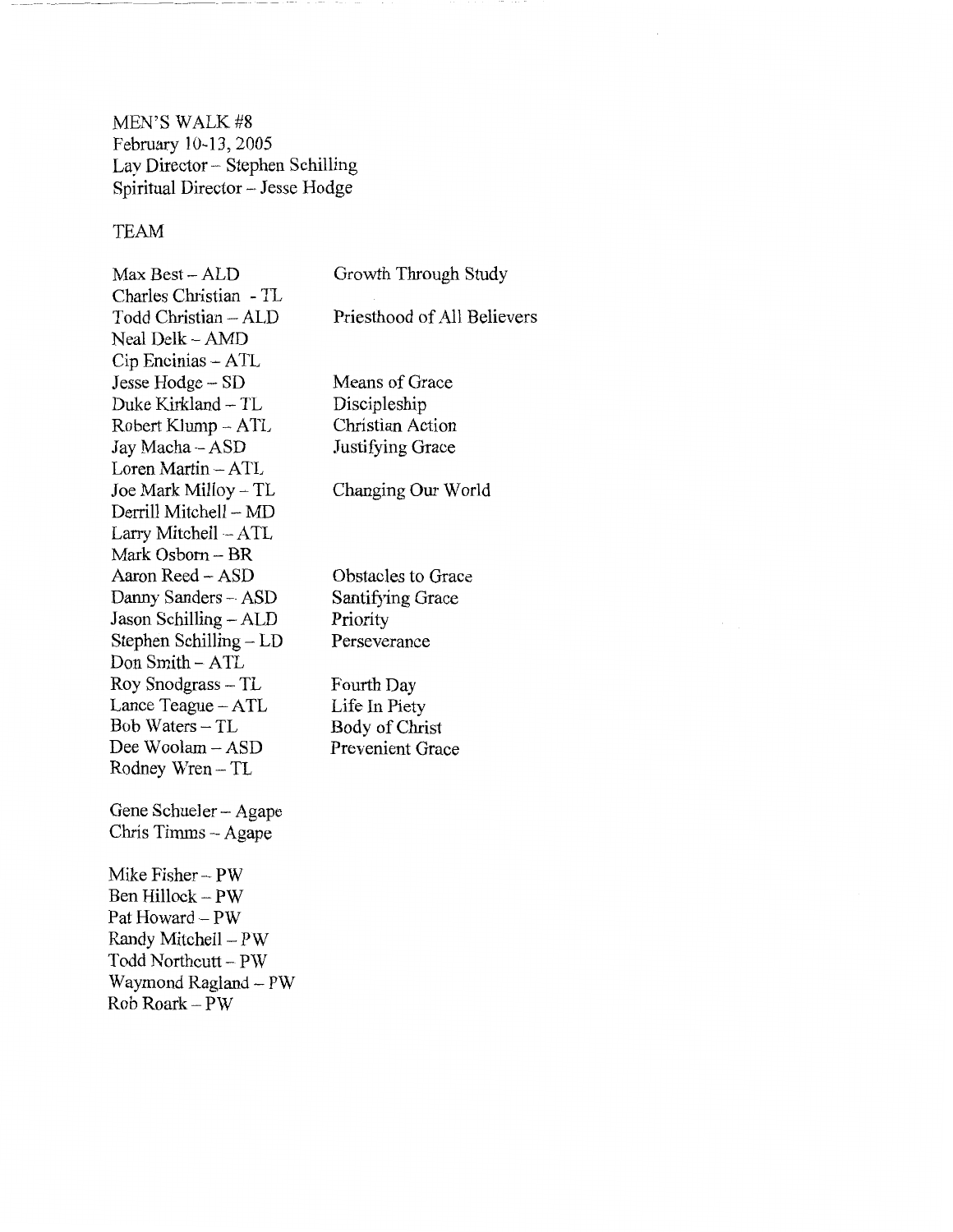MEN'S WALK #8
February 10-13, 2005
Lay Director – Stephen Schilling
Spiritual Director – Jesse Hodge

TEAM

| | |
|---|---|
| Max Best – ALD | Growth Through Study |
| Charles Christian - TL | |
| Todd Christian – ALD | Priesthood of All Believers |
| Neal Delk – AMD | |
| Cip Encinias – ATL | |
| Jesse Hodge – SD | Means of Grace |
| Duke Kirkland – TL | Discipleship |
| Robert Klump – ATL | Christian Action |
| Jay Macha – ASD | Justifying Grace |
| Loren Martin – ATL | |
| Joe Mark Milloy – TL | Changing Our World |
| Derrill Mitchell – MD | |
| Larry Mitchell – ATL | |
| Mark Osborn – BR | |
| Aaron Reed – ASD | Obstacles to Grace |
| Danny Sanders – ASD | Santifying Grace |
| Jason Schilling – ALD | Priority |
| Stephen Schilling – LD | Perseverance |
| Don Smith – ATL | |
| Roy Snodgrass – TL | Fourth Day |
| Lance Teague – ATL | Life In Piety |
| Bob Waters – TL | Body of Christ |
| Dee Woolam – ASD | Prevenient Grace |
| Rodney Wren – TL | |

Gene Schueler – Agape
Chris Timms – Agape

Mike Fisher – PW
Ben Hillock – PW
Pat Howard – PW
Randy Mitchell – PW
Todd Northcutt – PW
Waymond Ragland – PW
Rob Roark – PW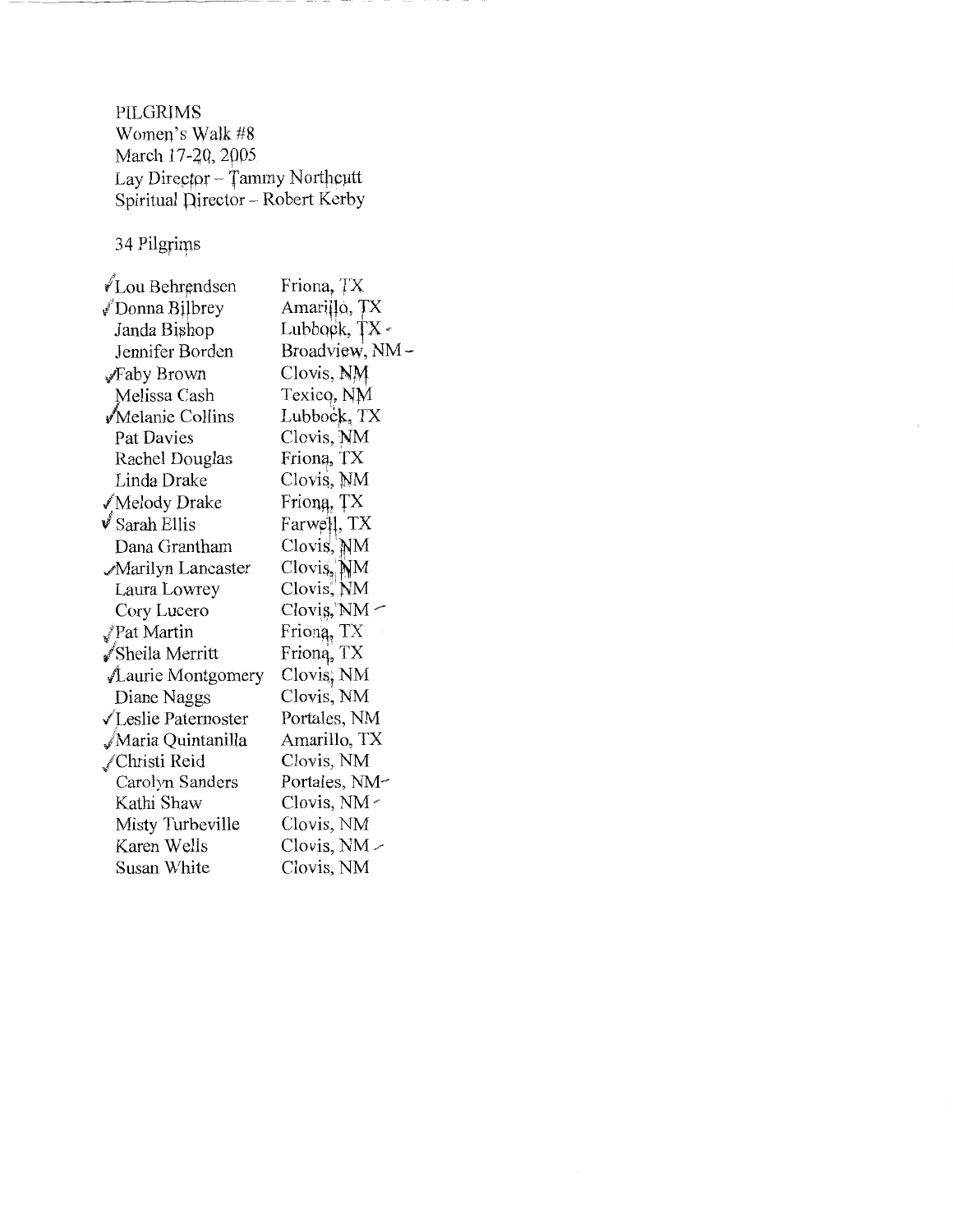PILGRIMS
Women's Walk #8
March 17-20, 2005
Lay Director – Tammy Northcutt
Spiritual Director – Robert Kerby

34 Pilgrims

| Name | Location |
|---|---|
| ✓Lou Behrendsen | Friona, TX |
| ✓Donna Bilbrey | Amarillo, TX |
| Janda Bishop | Lubbock, TX |
| Jennifer Borden | Broadview, NM |
| ✓Faby Brown | Clovis, NM |
| Melissa Cash | Texico, NM |
| ✓Melanie Collins | Lubbock, TX |
| Pat Davies | Clovis, NM |
| Rachel Douglas | Friona, TX |
| Linda Drake | Clovis, NM |
| ✓Melody Drake | Friona, TX |
| ✓Sarah Ellis | Farwell, TX |
| Dana Grantham | Clovis, NM |
| ✓Marilyn Lancaster | Clovis, NM |
| Laura Lowrey | Clovis, NM |
| Cory Lucero | Clovis, NM |
| ✓Pat Martin | Friona, TX |
| ✓Sheila Merritt | Friona, TX |
| ✓Laurie Montgomery | Clovis, NM |
| Diane Naggs | Clovis, NM |
| ✓Leslie Paternoster | Portales, NM |
| ✓Maria Quintanilla | Amarillo, TX |
| ✓Christi Reid | Clovis, NM |
| Carolyn Sanders | Portales, NM |
| Kathi Shaw | Clovis, NM |
| Misty Turbeville | Clovis, NM |
| Karen Wells | Clovis, NM |
| Susan White | Clovis, NM |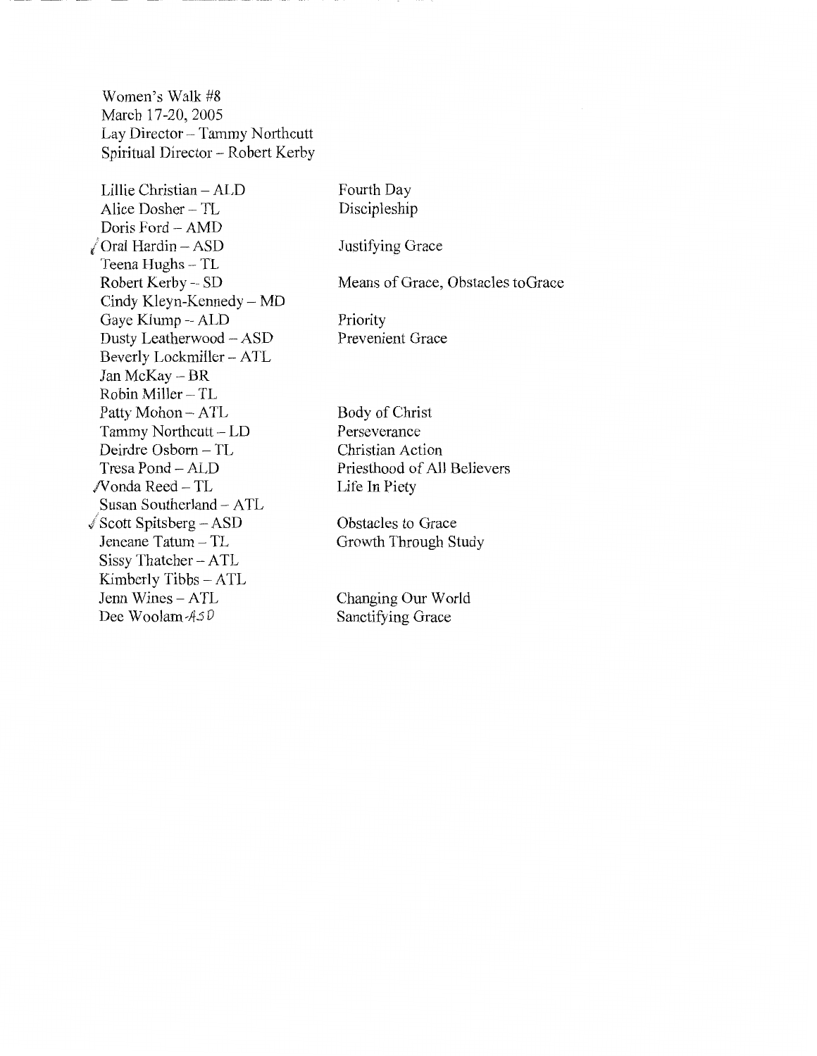Women's Walk #8
March 17-20, 2005
Lay Director – Tammy Northcutt
Spiritual Director – Robert Kerby

| Name – Role | Talk |
|---|---|
| Lillie Christian – ALD | Fourth Day |
| Alice Dosher – TL | Discipleship |
| Doris Ford – AMD | |
| ✓Oral Hardin – ASD | Justifying Grace |
| Teena Hughs – TL | |
| Robert Kerby – SD | Means of Grace, Obstacles toGrace |
| Cindy Kleyn-Kennedy – MD | |
| Gaye Klump – ALD | Priority |
| Dusty Leatherwood – ASD | Prevenient Grace |
| Beverly Lockmiller – ATL | |
| Jan McKay – BR | |
| Robin Miller – TL | |
| Patty Mohon – ATL | Body of Christ |
| Tammy Northcutt – LD | Perseverance |
| Deirdre Osborn – TL | Christian Action |
| Tresa Pond – ALD | Priesthood of All Believers |
| ✓Vonda Reed – TL | Life In Piety |
| Susan Southerland – ATL | |
| ✓Scott Spitsberg – ASD | Obstacles to Grace |
| Jeneane Tatum – TL | Growth Through Study |
| Sissy Thatcher – ATL | |
| Kimberly Tibbs – ATL | |
| Jenn Wines – ATL | Changing Our World |
| Dee Woolam - ASD | Sanctifying Grace |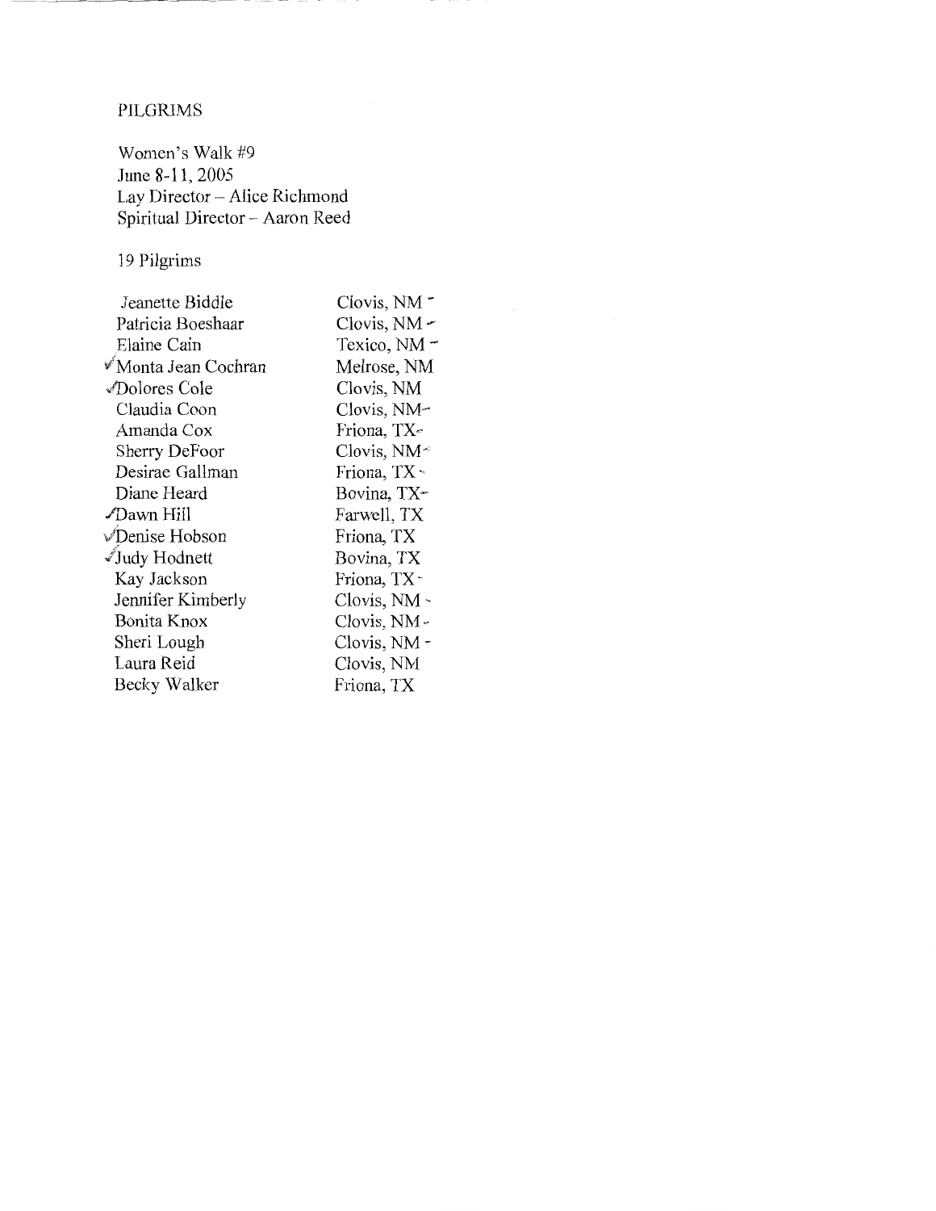PILGRIMS

Women's Walk #9
June 8-11, 2005
Lay Director – Alice Richmond
Spiritual Director – Aaron Reed

19 Pilgrims

| | |
|---|---|
| Jeanette Biddle | Clovis, NM |
| Patricia Boeshaar | Clovis, NM |
| Elaine Cain | Texico, NM |
| ✓Monta Jean Cochran | Melrose, NM |
| ✓Dolores Cole | Clovis, NM |
| Claudia Coon | Clovis, NM |
| Amanda Cox | Friona, TX |
| Sherry DeFoor | Clovis, NM |
| Desirae Gallman | Friona, TX |
| Diane Heard | Bovina, TX |
| ✓Dawn Hill | Farwell, TX |
| ✓Denise Hobson | Friona, TX |
| ✓Judy Hodnett | Bovina, TX |
| Kay Jackson | Friona, TX |
| Jennifer Kimberly | Clovis, NM |
| Bonita Knox | Clovis, NM |
| Sheri Lough | Clovis, NM |
| Laura Reid | Clovis, NM |
| Becky Walker | Friona, TX |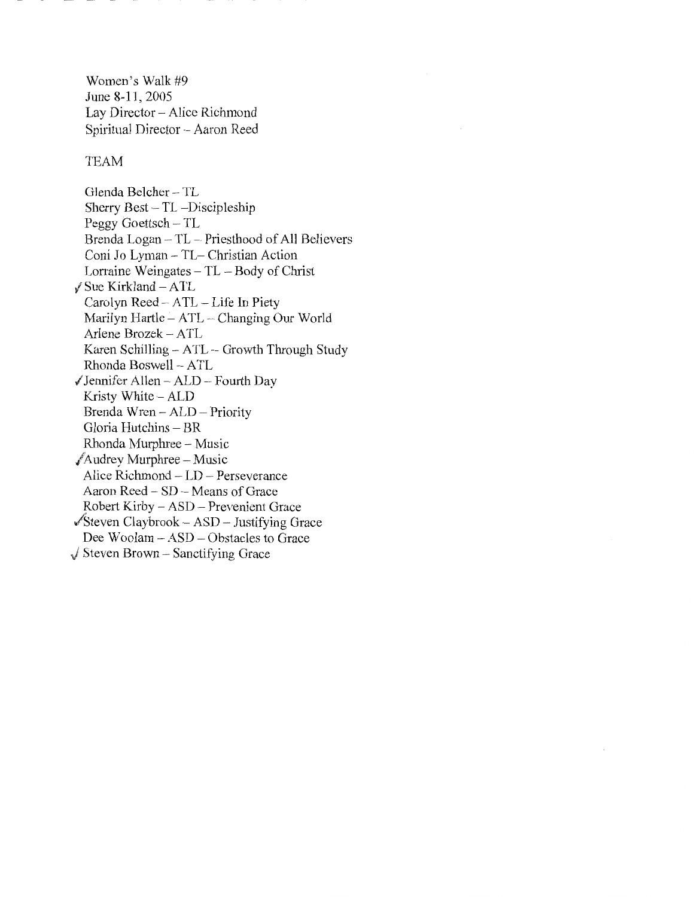Women's Walk #9
June 8-11, 2005
Lay Director – Alice Richmond
Spiritual Director – Aaron Reed

TEAM

Glenda Belcher – TL
Sherry Best – TL –Discipleship
Peggy Goettsch – TL
Brenda Logan – TL – Priesthood of All Believers
Coni Jo Lyman – TL– Christian Action
Lorraine Weingates – TL – Body of Christ
✓Sue Kirkland – ATL
Carolyn Reed – ATL – Life In Piety
Marilyn Hartle – ATL – Changing Our World
Arlene Brozek – ATL
Karen Schilling – ATL -- Growth Through Study
Rhonda Boswell – ATL
✓Jennifer Allen – ALD – Fourth Day
Kristy White – ALD
Brenda Wren – ALD – Priority
Gloria Hutchins – BR
Rhonda Murphree – Music
✓Audrey Murphree – Music
Alice Richmond – LD – Perseverance
Aaron Reed – SD – Means of Grace
Robert Kirby – ASD – Prevenient Grace
✓Steven Claybrook – ASD – Justifying Grace
Dee Woolam – ASD – Obstacles to Grace
✓Steven Brown – Sanctifying Grace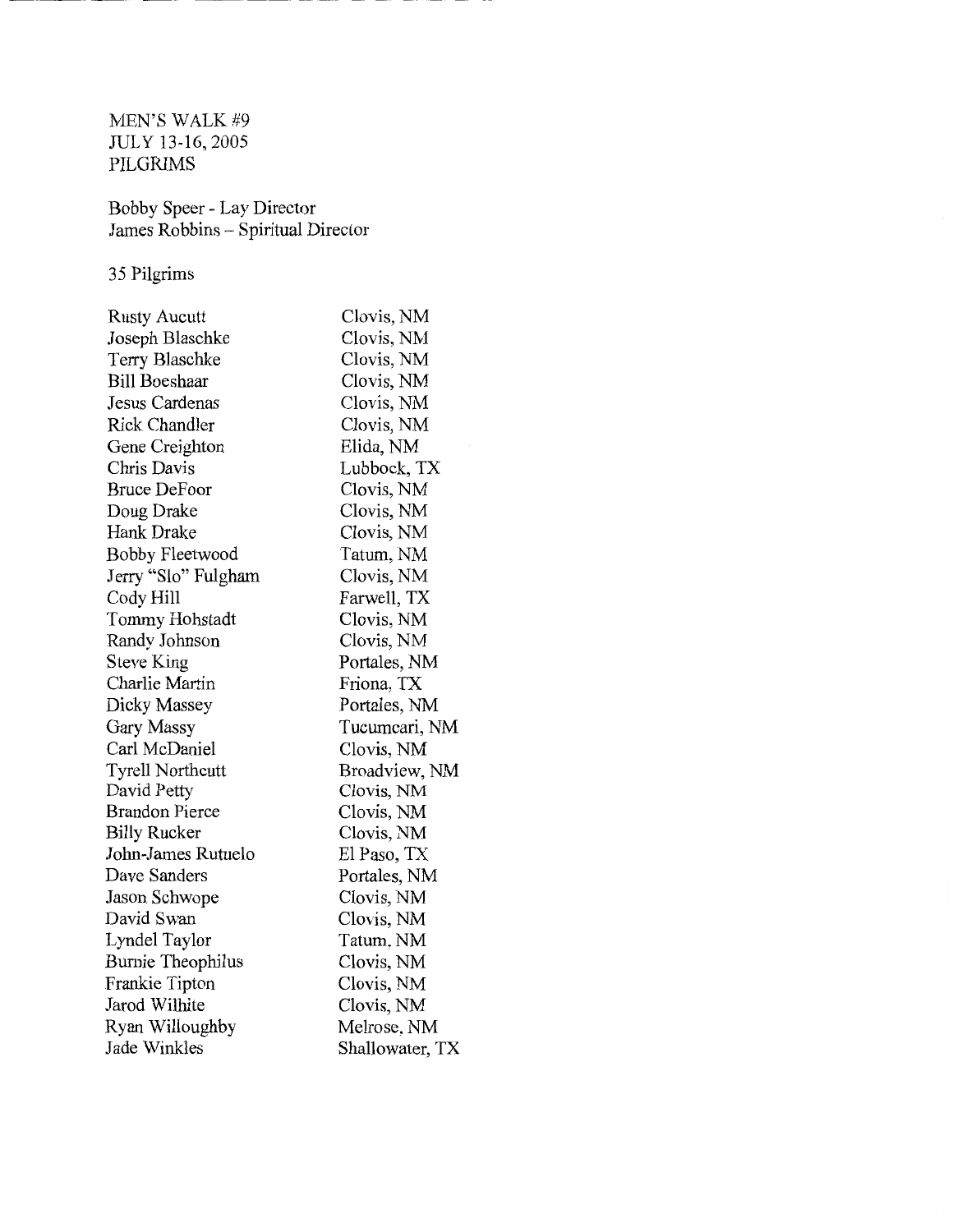MEN'S WALK #9
JULY 13-16, 2005
PILGRIMS

Bobby Speer - Lay Director
James Robbins – Spiritual Director

35 Pilgrims

| | |
|---|---|
| Rusty Aucutt | Clovis, NM |
| Joseph Blaschke | Clovis, NM |
| Terry Blaschke | Clovis, NM |
| Bill Boeshaar | Clovis, NM |
| Jesus Cardenas | Clovis, NM |
| Rick Chandler | Clovis, NM |
| Gene Creighton | Elida, NM |
| Chris Davis | Lubbock, TX |
| Bruce DeFoor | Clovis, NM |
| Doug Drake | Clovis, NM |
| Hank Drake | Clovis, NM |
| Bobby Fleetwood | Tatum, NM |
| Jerry "Slo" Fulgham | Clovis, NM |
| Cody Hill | Farwell, TX |
| Tommy Hohstadt | Clovis, NM |
| Randy Johnson | Clovis, NM |
| Steve King | Portales, NM |
| Charlie Martin | Friona, TX |
| Dicky Massey | Portales, NM |
| Gary Massy | Tucumcari, NM |
| Carl McDaniel | Clovis, NM |
| Tyrell Northcutt | Broadview, NM |
| David Petty | Clovis, NM |
| Brandon Pierce | Clovis, NM |
| Billy Rucker | Clovis, NM |
| John-James Rutuelo | El Paso, TX |
| Dave Sanders | Portales, NM |
| Jason Schwope | Clovis, NM |
| David Swan | Clovis, NM |
| Lyndel Taylor | Tatum, NM |
| Burnie Theophilus | Clovis, NM |
| Frankie Tipton | Clovis, NM |
| Jarod Wilhite | Clovis, NM |
| Ryan Willoughby | Melrose, NM |
| Jade Winkles | Shallowater, TX |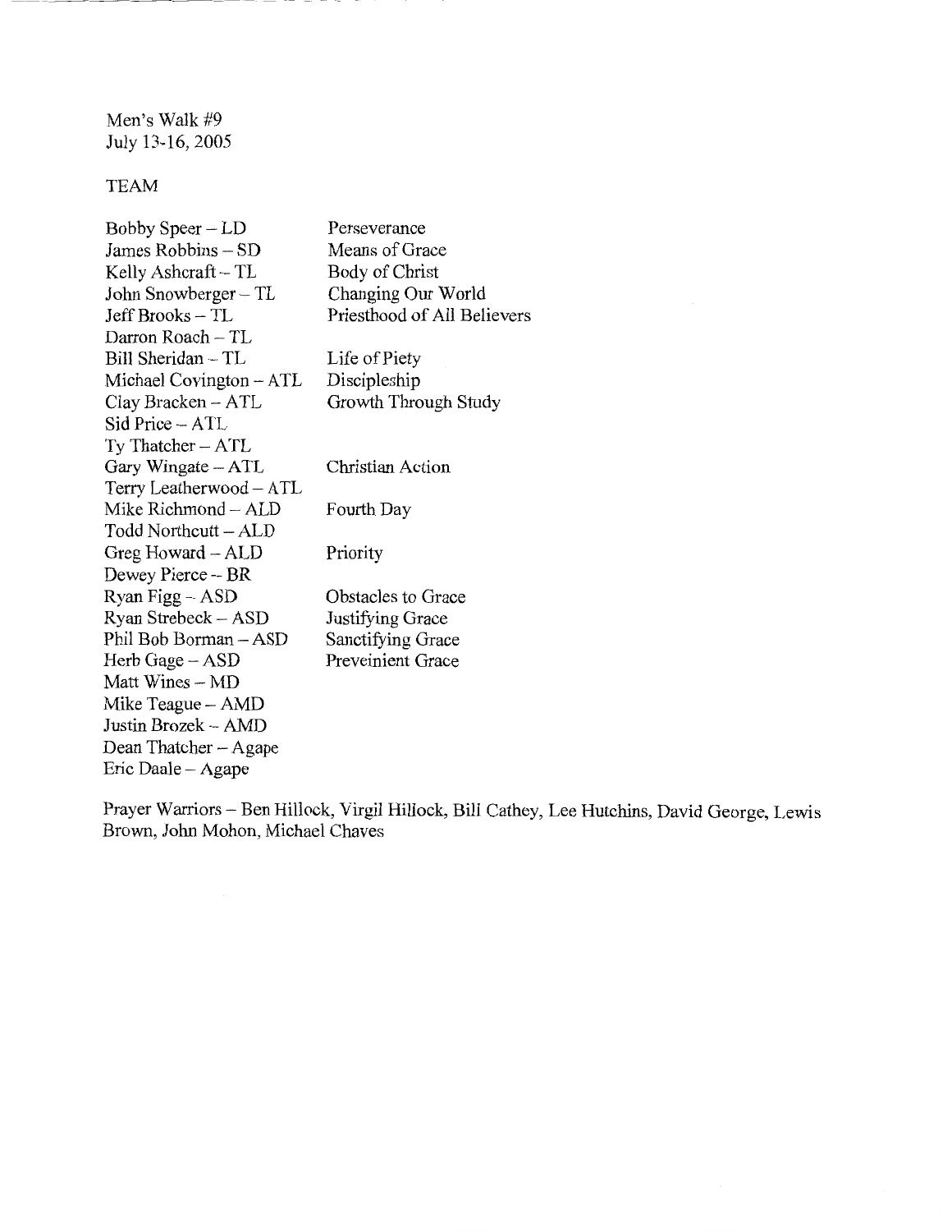Men's Walk #9
July 13-16, 2005

TEAM

| | |
|---|---|
| Bobby Speer – LD | Perseverance |
| James Robbins – SD | Means of Grace |
| Kelly Ashcraft – TL | Body of Christ |
| John Snowberger – TL | Changing Our World |
| Jeff Brooks – TL | Priesthood of All Believers |
| Darron Roach – TL | |
| Bill Sheridan – TL | Life of Piety |
| Michael Covington – ATL | Discipleship |
| Clay Bracken – ATL | Growth Through Study |
| Sid Price – ATL | |
| Ty Thatcher – ATL | |
| Gary Wingate – ATL | Christian Action |
| Terry Leatherwood – ATL | |
| Mike Richmond – ALD | Fourth Day |
| Todd Northcutt – ALD | |
| Greg Howard – ALD | Priority |
| Dewey Pierce – BR | |
| Ryan Figg – ASD | Obstacles to Grace |
| Ryan Strebeck – ASD | Justifying Grace |
| Phil Bob Borman – ASD | Sanctifying Grace |
| Herb Gage – ASD | Preveinient Grace |
| Matt Wines – MD | |
| Mike Teague – AMD | |
| Justin Brozek – AMD | |
| Dean Thatcher – Agape | |
| Eric Daale – Agape | |

Prayer Warriors – Ben Hillock, Virgil Hillock, Bill Cathey, Lee Hutchins, David George, Lewis Brown, John Mohon, Michael Chaves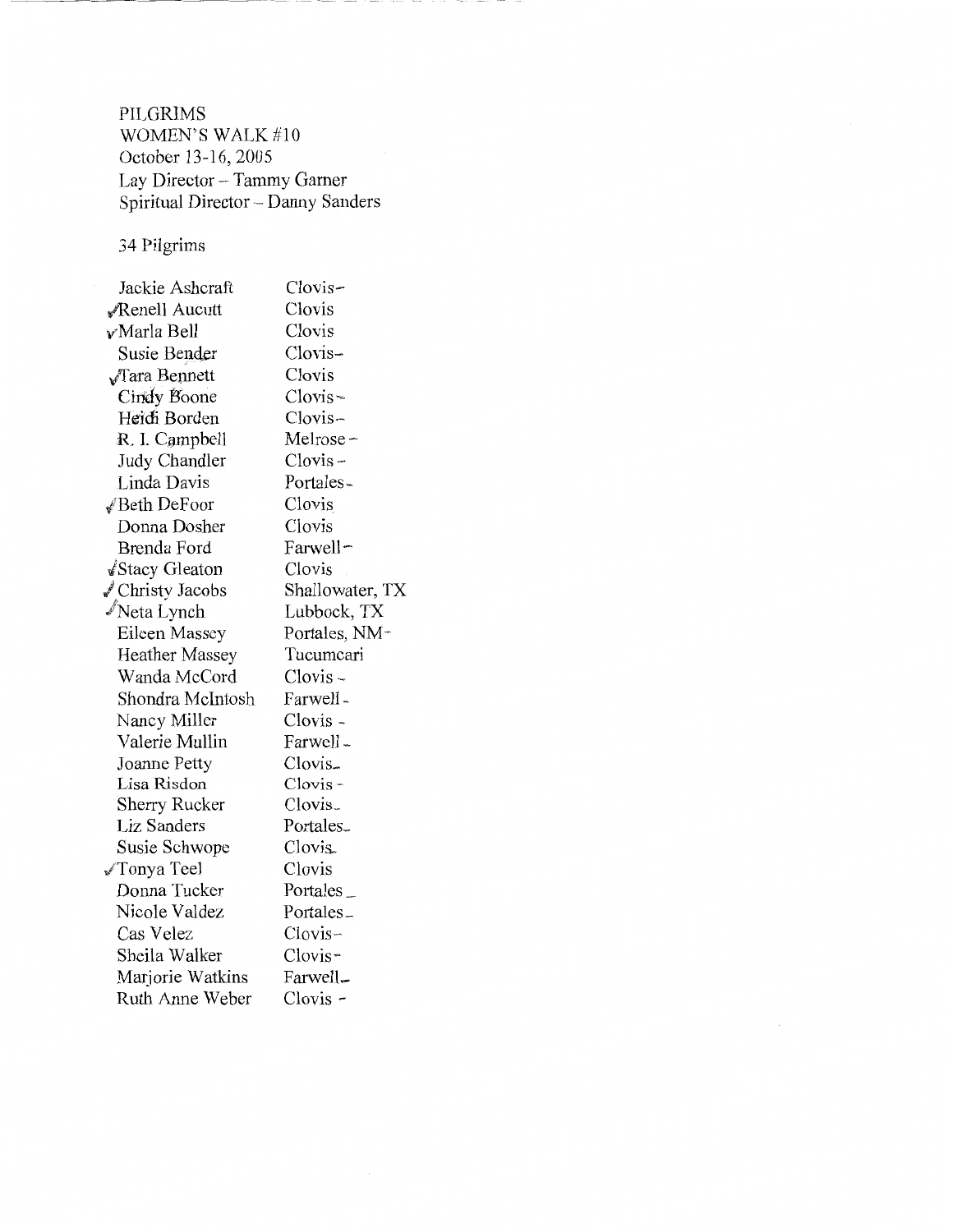PILGRIMS
WOMEN'S WALK #10
October 13-16, 2005
Lay Director – Tammy Garner
Spiritual Director – Danny Sanders

34 Pilgrims

| | |
|---|---|
| Jackie Ashcraft | Clovis- |
| ✓Renell Aucutt | Clovis |
| ✓Marla Bell | Clovis |
| Susie Bender | Clovis- |
| ✓Tara Bennett | Clovis |
| Cindy Boone | Clovis- |
| Heidi Borden | Clovis- |
| R. I. Campbell | Melrose- |
| Judy Chandler | Clovis- |
| Linda Davis | Portales- |
| ✓Beth DeFoor | Clovis |
| Donna Dosher | Clovis |
| Brenda Ford | Farwell- |
| ✓Stacy Gleaton | Clovis |
| ✓Christy Jacobs | Shallowater, TX |
| ✓Neta Lynch | Lubbock, TX |
| Eileen Massey | Portales, NM- |
| Heather Massey | Tucumcari |
| Wanda McCord | Clovis- |
| Shondra McIntosh | Farwell- |
| Nancy Miller | Clovis- |
| Valerie Mullin | Farwell- |
| Joanne Petty | Clovis- |
| Lisa Risdon | Clovis- |
| Sherry Rucker | Clovis- |
| Liz Sanders | Portales- |
| Susie Schwope | Clovis- |
| ✓Tonya Teel | Clovis |
| Donna Tucker | Portales- |
| Nicole Valdez | Portales- |
| Cas Velez | Clovis- |
| Sheila Walker | Clovis- |
| Marjorie Watkins | Farwell- |
| Ruth Anne Weber | Clovis- |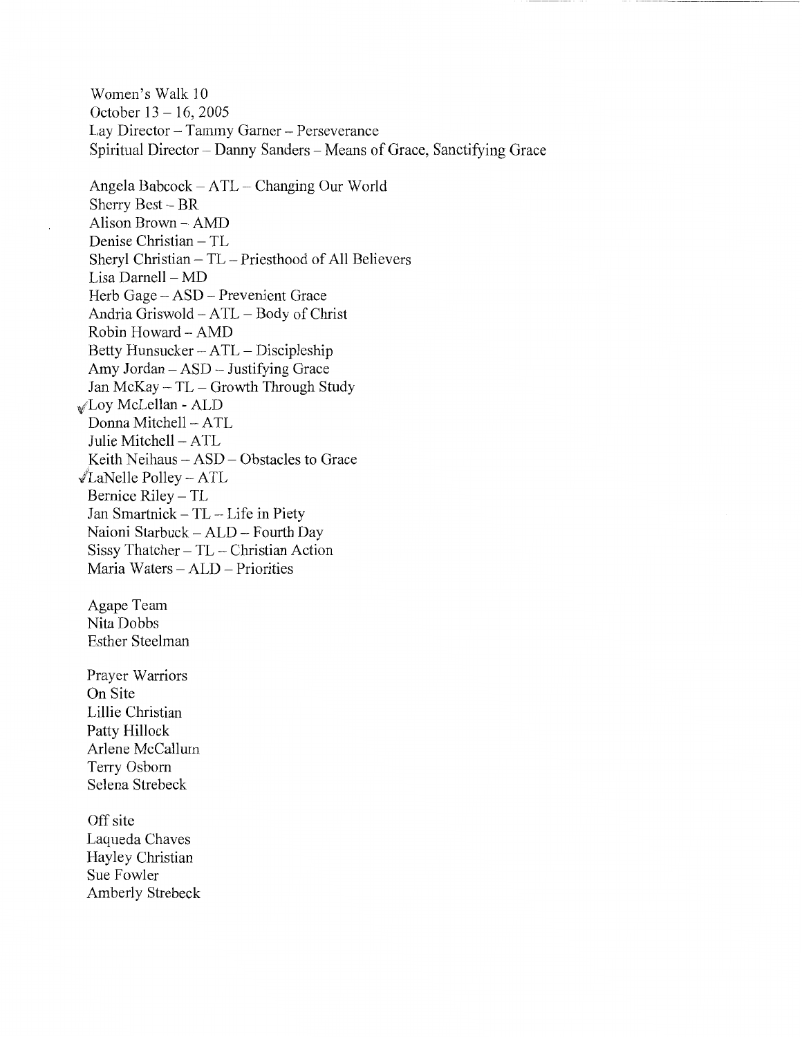Women's Walk 10
October 13 – 16, 2005
Lay Director – Tammy Garner – Perseverance
Spiritual Director – Danny Sanders – Means of Grace, Sanctifying Grace

Angela Babcock – ATL – Changing Our World
Sherry Best – BR
Alison Brown – AMD
Denise Christian – TL
Sheryl Christian – TL – Priesthood of All Believers
Lisa Darnell – MD
Herb Gage – ASD – Prevenient Grace
Andria Griswold – ATL – Body of Christ
Robin Howard – AMD
Betty Hunsucker – ATL – Discipleship
Amy Jordan – ASD – Justifying Grace
Jan McKay – TL – Growth Through Study
✓Loy McLellan - ALD
Donna Mitchell – ATL
Julie Mitchell – ATL
Keith Neihaus – ASD – Obstacles to Grace
✓LaNelle Polley – ATL
Bernice Riley – TL
Jan Smartnick – TL – Life in Piety
Naioni Starbuck – ALD – Fourth Day
Sissy Thatcher – TL – Christian Action
Maria Waters – ALD – Priorities

Agape Team
Nita Dobbs
Esther Steelman

Prayer Warriors
On Site
Lillie Christian
Patty Hillock
Arlene McCallum
Terry Osborn
Selena Strebeck

Off site
Laqueda Chaves
Hayley Christian
Sue Fowler
Amberly Strebeck